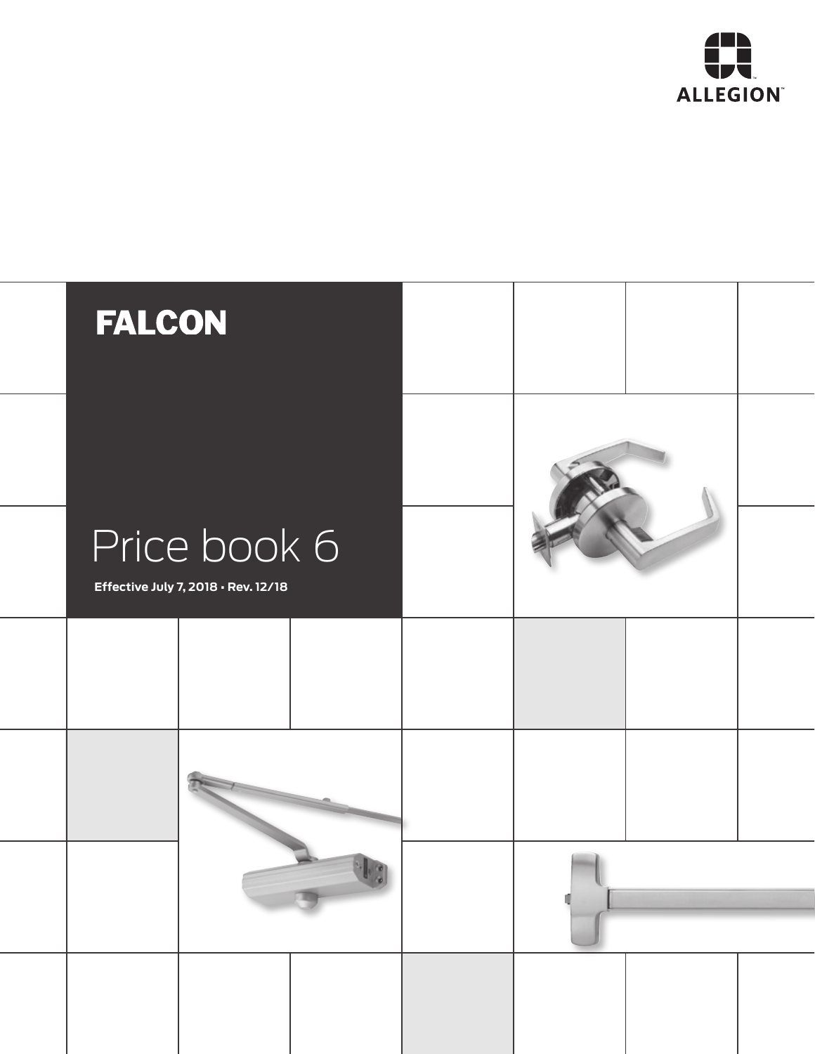ALLEGION™

# FALCON

# Price book 6

**Effective July 7, 2018 • Rev. 12/18**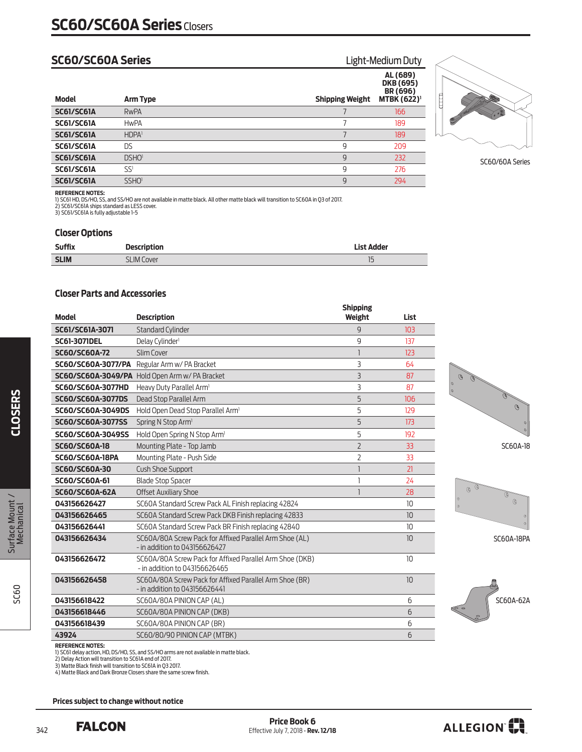# SC60/SC60A Series Closers

## SC60/SC60A Series

Light-Medium Duty

| Model | Arm Type | Shipping Weight | AL (689) DKB (695) BR (696) MTBK (622)[1] |
|---|---|---|---|
| SC61/SC61A | RwPA | 7 | 166 |
| SC61/SC61A | HwPA | 7 | 189 |
| SC61/SC61A | HDPA[1] | 7 | 189 |
| SC61/SC61A | DS | 9 | 209 |
| SC61/SC61A | DSHO[1] | 9 | 232 |
| SC61/SC61A | SS[1] | 9 | 276 |
| SC61/SC61A | SSHO[1] | 9 | 294 |

SC60/60A Series

**REFERENCE NOTES:**
1) SC61 HD, DS/HO, SS, and SS/HO are not available in matte black. All other matte black will transition to SC60A in Q3 of 2017.
2) SC61/SC61A ships standard as LESS cover.
3) SC61/SC61A is fully adjustable 1-5

### Closer Options

| Suffix | Description | List Adder |
|---|---|---|
| SLIM | SLIM Cover | 15 |

### Closer Parts and Accessories

| Model | Description | Shipping Weight | List |
|---|---|---|---|
| SC61/SC61A-3071 | Standard Cylinder | 9 | 103 |
| SC61-3071DEL | Delay Cylinder[1] | 9 | 137 |
| SC60/SC60A-72 | Slim Cover | 1 | 123 |
| SC60/SC60A-3077/PA | Regular Arm w/ PA Bracket | 3 | 64 |
| SC60/SC60A-3049/PA | Hold Open Arm w/ PA Bracket | 3 | 87 |
| SC60/SC60A-3077HD | Heavy Duty Parallel Arm[1] | 3 | 87 |
| SC60/SC60A-3077DS | Dead Stop Parallel Arm | 5 | 106 |
| SC60/SC60A-3049DS | Hold Open Dead Stop Parallel Arm[1] | 5 | 129 |
| SC60/SC60A-3077SS | Spring N Stop Arm[1] | 5 | 173 |
| SC60/SC60A-3049SS | Hold Open Spring N Stop Arm[1] | 5 | 192 |
| SC60/SC60A-18 | Mounting Plate - Top Jamb | 2 | 33 |
| SC60/SC60A-18PA | Mounting Plate - Push Side | 2 | 33 |
| SC60/SC60A-30 | Cush Shoe Support | 1 | 21 |
| SC60/SC60A-61 | Blade Stop Spacer | 1 | 24 |
| SC60/SC60A-62A | Offset Auxiliary Shoe | 1 | 28 |
| 043156626427 | SC60A Standard Screw Pack AL Finish replacing 42824 | | 10 |
| 043156626465 | SC60A Standard Screw Pack DKB Finish replacing 42833 | | 10 |
| 043156626441 | SC60A Standard Screw Pack BR Finish replacing 42840 | | 10 |
| 043156626434 | SC60A/80A Screw Pack for Affixed Parallel Arm Shoe (AL) - in addition to 043156626427 | | 10 |
| 043156626472 | SC60A/80A Screw Pack for Affixed Parallel Arm Shoe (DKB) - in addition to 043156626465 | | 10 |
| 043156626458 | SC60A/80A Screw Pack for Affixed Parallel Arm Shoe (BR) - in addition to 043156626441 | | 10 |
| 043156618422 | SC60A/80A PINION CAP (AL) | | 6 |
| 043156618446 | SC60A/80A PINION CAP (DKB) | | 6 |
| 043156618439 | SC60A/80A PINION CAP (BR) | | 6 |
| 43924 | SC60/80/90 PINION CAP (MTBK) | | 6 |

SC60A-18

SC60A-18PA

SC60A-62A

**REFERENCE NOTES:**
1) SC61 delay action, HD, DS/HO, SS, and SS/HO arms are not available in matte black.
2) Delay Action will transition to SC61A end of 2017.
3) Matte Black finish will transition to SC61A in Q3 2017.
4) Matte Black and Dark Bronze Closers share the same screw finish.

**Prices subject to change without notice**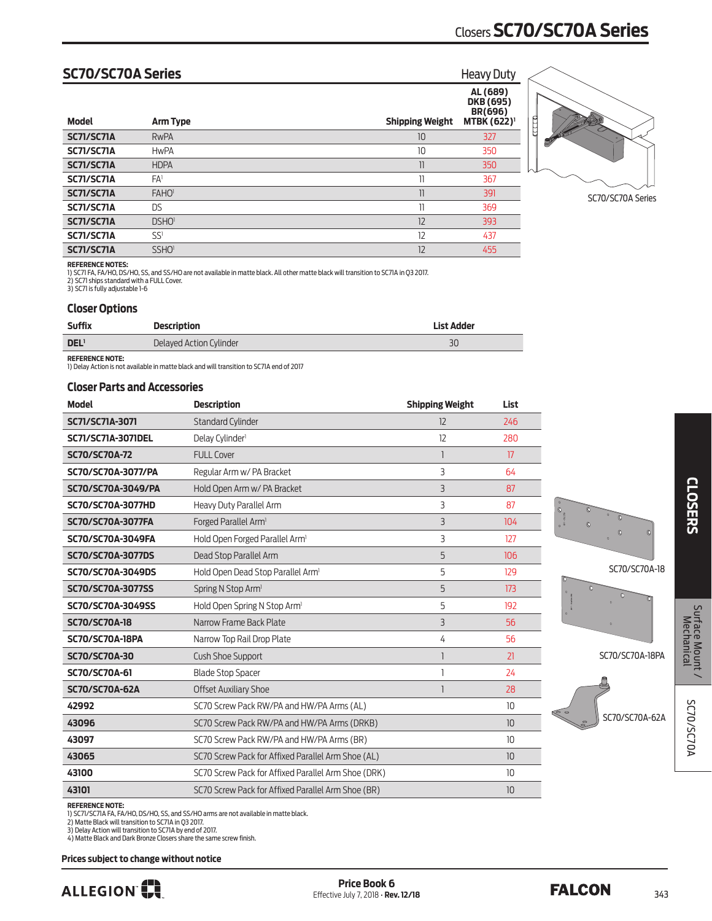## SC70/SC70A Series

Heavy Duty

| Model | Arm Type | Shipping Weight | AL (689) DKB (695) BR(696) MTBK (622)[1] |
|---|---|---|---|
| SC71/SC71A | RwPA | 10 | 327 |
| SC71/SC71A | HwPA | 10 | 350 |
| SC71/SC71A | HDPA | 11 | 350 |
| SC71/SC71A | FA[1] | 11 | 367 |
| SC71/SC71A | FAHO[1] | 11 | 391 |
| SC71/SC71A | DS | 11 | 369 |
| SC71/SC71A | DSHO[1] | 12 | 393 |
| SC71/SC71A | SS[1] | 12 | 437 |
| SC71/SC71A | SSHO[1] | 12 | 455 |

**REFERENCE NOTES:**
1) SC71 FA, FA/HO, DS/HO, SS, and SS/HO are not available in matte black. All other matte black will transition to SC71A in Q3 2017.
2) SC71 ships standard with a FULL Cover.
3) SC71 is fully adjustable 1-6

SC70/SC70A Series

### Closer Options

| Suffix | Description | List Adder |
|---|---|---|
| DEL[1] | Delayed Action Cylinder | 30 |

**REFERENCE NOTE:**
1) Delay Action is not available in matte black and will transition to SC71A end of 2017

### Closer Parts and Accessories

| Model | Description | Shipping Weight | List |
|---|---|---|---|
| SC71/SC71A-3071 | Standard Cylinder | 12 | 246 |
| SC71/SC71A-3071DEL | Delay Cylinder[1] | 12 | 280 |
| SC70/SC70A-72 | FULL Cover | 1 | 17 |
| SC70/SC70A-3077/PA | Regular Arm w/ PA Bracket | 3 | 64 |
| SC70/SC70A-3049/PA | Hold Open Arm w/ PA Bracket | 3 | 87 |
| SC70/SC70A-3077HD | Heavy Duty Parallel Arm | 3 | 87 |
| SC70/SC70A-3077FA | Forged Parallel Arm[1] | 3 | 104 |
| SC70/SC70A-3049FA | Hold Open Forged Parallel Arm[1] | 3 | 127 |
| SC70/SC70A-3077DS | Dead Stop Parallel Arm | 5 | 106 |
| SC70/SC70A-3049DS | Hold Open Dead Stop Parallel Arm[1] | 5 | 129 |
| SC70/SC70A-3077SS | Spring N Stop Arm[1] | 5 | 173 |
| SC70/SC70A-3049SS | Hold Open Spring N Stop Arm[1] | 5 | 192 |
| SC70/SC70A-18 | Narrow Frame Back Plate | 3 | 56 |
| SC70/SC70A-18PA | Narrow Top Rail Drop Plate | 4 | 56 |
| SC70/SC70A-30 | Cush Shoe Support | 1 | 21 |
| SC70/SC70A-61 | Blade Stop Spacer | 1 | 24 |
| SC70/SC70A-62A | Offset Auxiliary Shoe | 1 | 28 |
| 42992 | SC70 Screw Pack RW/PA and HW/PA Arms (AL) | | 10 |
| 43096 | SC70 Screw Pack RW/PA and HW/PA Arms (DRKB) | | 10 |
| 43097 | SC70 Screw Pack RW/PA and HW/PA Arms (BR) | | 10 |
| 43065 | SC70 Screw Pack for Affixed Parallel Arm Shoe (AL) | | 10 |
| 43100 | SC70 Screw Pack for Affixed Parallel Arm Shoe (DRK) | | 10 |
| 43101 | SC70 Screw Pack for Affixed Parallel Arm Shoe (BR) | | 10 |

SC70/SC70A-18

SC70/SC70A-18PA

SC70/SC70A-62A

**REFERENCE NOTE:**
1) SC71/SC71A FA, FA/HO, DS/HO, SS, and SS/HO arms are not available in matte black.
2) Matte Black will transition to SC71A in Q3 2017.
3) Delay Action will transition to SC71A by end of 2017.
4) Matte Black and Dark Bronze Closers share the same screw finish.

**Prices subject to change without notice**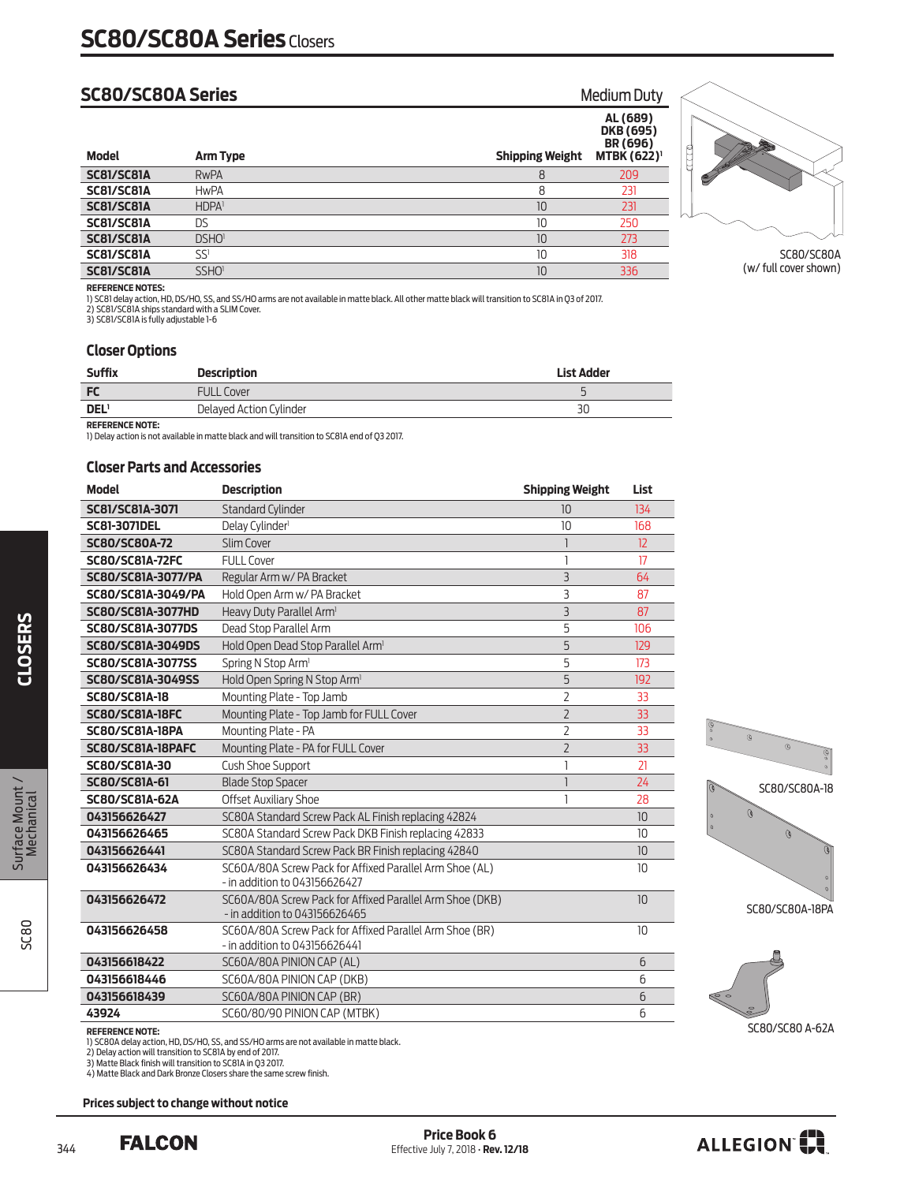# SC80/SC80A Series Closers

## SC80/SC80A Series

Medium Duty

| Model | Arm Type | Shipping Weight | AL (689) DKB (695) BR (696) MTBK (622)[1] |
|---|---|---|---|
| SC81/SC81A | RwPA | 8 | 209 |
| SC81/SC81A | HwPA | 8 | 231 |
| SC81/SC81A | HDPA[1] | 10 | 231 |
| SC81/SC81A | DS | 10 | 250 |
| SC81/SC81A | DSHO[1] | 10 | 273 |
| SC81/SC81A | SS[1] | 10 | 318 |
| SC81/SC81A | SSHO[1] | 10 | 336 |

SC80/SC80A (w/ full cover shown)

**REFERENCE NOTES:**
1) SC81 delay action, HD, DS/HO, SS, and SS/HO arms are not available in matte black. All other matte black will transition to SC81A in Q3 of 2017.
2) SC81/SC81A ships standard with a SLIM Cover.
3) SC81/SC81A is fully adjustable 1-6

### Closer Options

| Suffix | Description | List Adder |
|---|---|---|
| FC | FULL Cover | 5 |
| DEL[1] | Delayed Action Cylinder | 30 |

**REFERENCE NOTE:**
1) Delay action is not available in matte black and will transition to SC81A end of Q3 2017.

### Closer Parts and Accessories

| Model | Description | Shipping Weight | List |
|---|---|---|---|
| SC81/SC81A-3071 | Standard Cylinder | 10 | 134 |
| SC81-3071DEL | Delay Cylinder[1] | 10 | 168 |
| SC80/SC80A-72 | Slim Cover | 1 | 12 |
| SC80/SC81A-72FC | FULL Cover | 1 | 17 |
| SC80/SC81A-3077/PA | Regular Arm w/ PA Bracket | 3 | 64 |
| SC80/SC81A-3049/PA | Hold Open Arm w/ PA Bracket | 3 | 87 |
| SC80/SC81A-3077HD | Heavy Duty Parallel Arm[1] | 3 | 87 |
| SC80/SC81A-3077DS | Dead Stop Parallel Arm | 5 | 106 |
| SC80/SC81A-3049DS | Hold Open Dead Stop Parallel Arm[1] | 5 | 129 |
| SC80/SC81A-3077SS | Spring N Stop Arm[1] | 5 | 173 |
| SC80/SC81A-3049SS | Hold Open Spring N Stop Arm[1] | 5 | 192 |
| SC80/SC81A-18 | Mounting Plate - Top Jamb | 2 | 33 |
| SC80/SC81A-18FC | Mounting Plate - Top Jamb for FULL Cover | 2 | 33 |
| SC80/SC81A-18PA | Mounting Plate - PA | 2 | 33 |
| SC80/SC81A-18PAFC | Mounting Plate - PA for FULL Cover | 2 | 33 |
| SC80/SC81A-30 | Cush Shoe Support | 1 | 21 |
| SC80/SC81A-61 | Blade Stop Spacer | 1 | 24 |
| SC80/SC81A-62A | Offset Auxiliary Shoe | 1 | 28 |
| 043156626427 | SC80A Standard Screw Pack AL Finish replacing 42824 | | 10 |
| 043156626465 | SC80A Standard Screw Pack DKB Finish replacing 42833 | | 10 |
| 043156626441 | SC80A Standard Screw Pack BR Finish replacing 42840 | | 10 |
| 043156626434 | SC60A/80A Screw Pack for Affixed Parallel Arm Shoe (AL) - in addition to 043156626427 | | 10 |
| 043156626472 | SC60A/80A Screw Pack for Affixed Parallel Arm Shoe (DKB) - in addition to 043156626465 | | 10 |
| 043156626458 | SC60A/80A Screw Pack for Affixed Parallel Arm Shoe (BR) - in addition to 043156626441 | | 10 |
| 043156618422 | SC60A/80A PINION CAP (AL) | | 6 |
| 043156618446 | SC60A/80A PINION CAP (DKB) | | 6 |
| 043156618439 | SC60A/80A PINION CAP (BR) | | 6 |
| 43924 | SC60/80/90 PINION CAP (MTBK) | | 6 |

SC80/SC80A-18

SC80/SC80A-18PA

SC80/SC80 A-62A

**REFERENCE NOTE:**
1) SC80A delay action, HD, DS/HO, SS, and SS/HO arms are not available in matte black.
2) Delay action will transition to SC81A by end of 2017.
3) Matte Black finish will transition to SC81A in Q3 2017.
4) Matte Black and Dark Bronze Closers share the same screw finish.

**Prices subject to change without notice**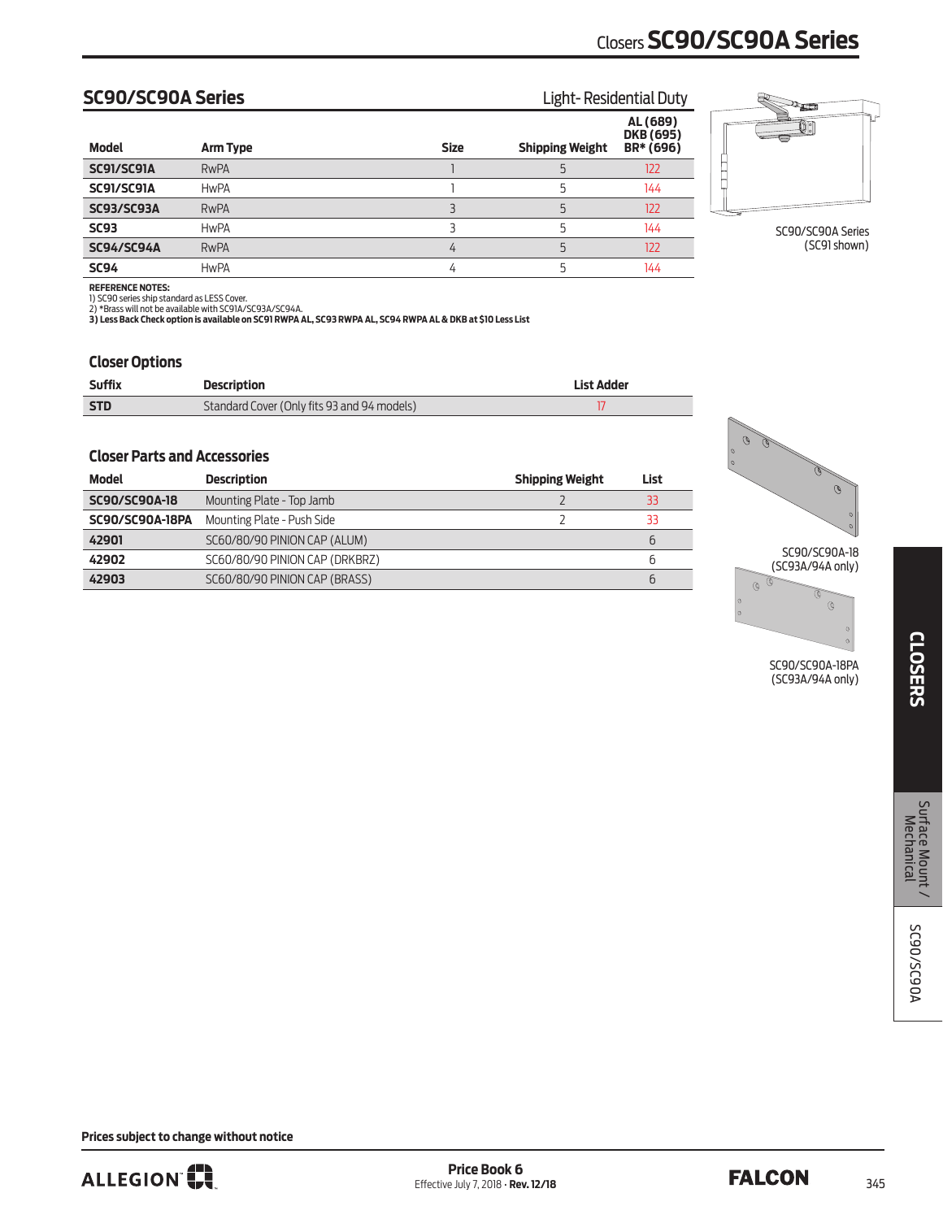## SC90/SC90A Series

Light- Residential Duty

| Model | Arm Type | Size | Shipping Weight | AL (689) DKB (695) BR* (696) |
|---|---|---|---|---|
| SC91/SC91A | RwPA | 1 | 5 | 122 |
| SC91/SC91A | HwPA | 1 | 5 | 144 |
| SC93/SC93A | RwPA | 3 | 5 | 122 |
| SC93 | HwPA | 3 | 5 | 144 |
| SC94/SC94A | RwPA | 4 | 5 | 122 |
| SC94 | HwPA | 4 | 5 | 144 |

**REFERENCE NOTES:**
1) SC90 series ship standard as LESS Cover.
2) *Brass will not be available with SC91A/SC93A/SC94A.
**3) Less Back Check option is available on SC91 RWPA AL, SC93 RWPA AL, SC94 RWPA AL & DKB at $10 Less List**

SC90/SC90A Series
(SC91 shown)

### Closer Options

| Suffix | Description | List Adder |
|---|---|---|
| STD | Standard Cover (Only fits 93 and 94 models) | 17 |

### Closer Parts and Accessories

| Model | Description | Shipping Weight | List |
|---|---|---|---|
| SC90/SC90A-18 | Mounting Plate - Top Jamb | 2 | 33 |
| SC90/SC90A-18PA | Mounting Plate - Push Side | 2 | 33 |
| 42901 | SC60/80/90 PINION CAP (ALUM) | | 6 |
| 42902 | SC60/80/90 PINION CAP (DRKBRZ) | | 6 |
| 42903 | SC60/80/90 PINION CAP (BRASS) | | 6 |

SC90/SC90A-18
(SC93A/94A only)

SC90/SC90A-18PA
(SC93A/94A only)

Prices subject to change without notice